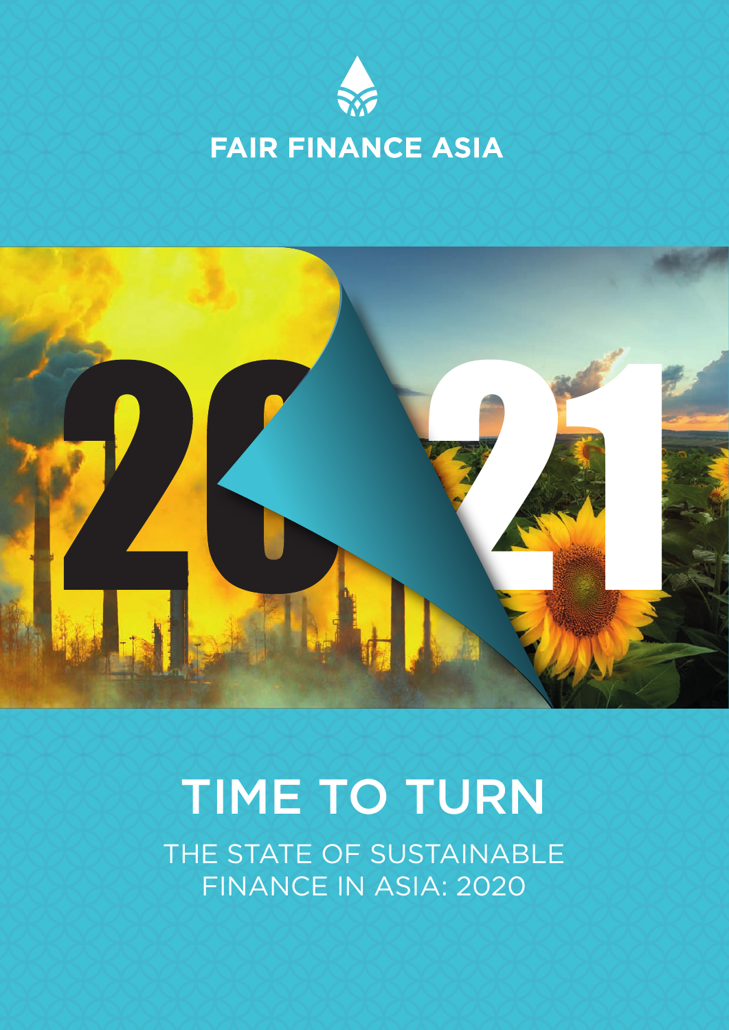FAIR FINANCE ASIA

# TIME TO TURN

## THE STATE OF SUSTAINABLE FINANCE IN ASIA: 2020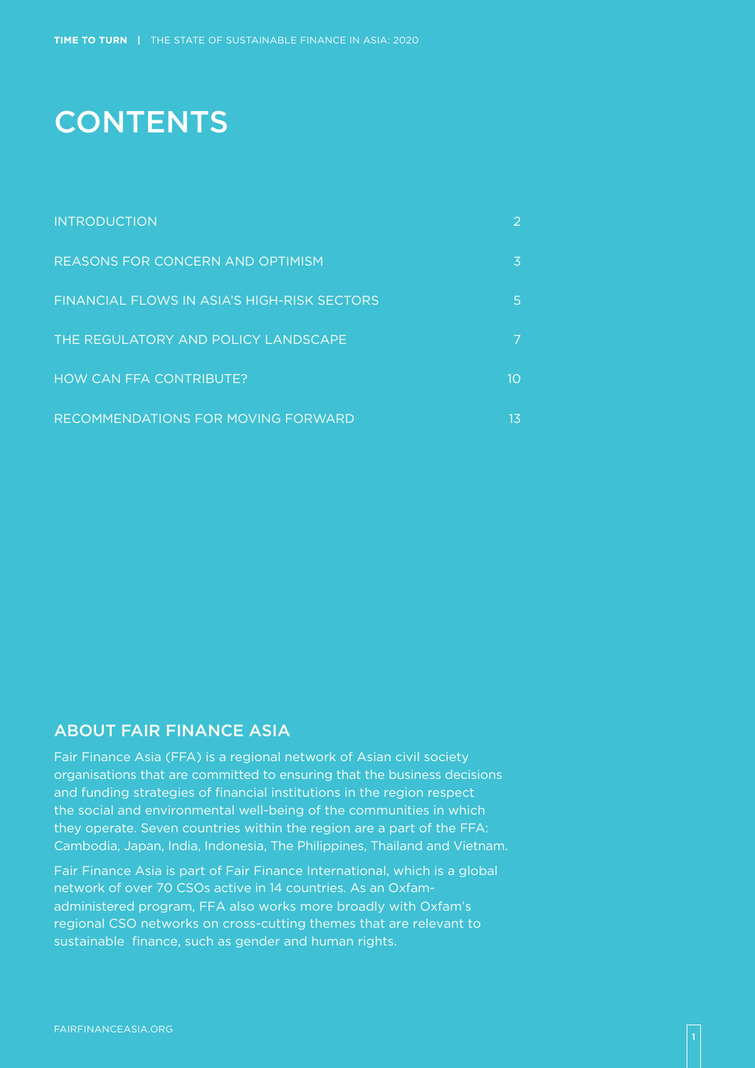# CONTENTS

| | |
|---|---|
| INTRODUCTION | 2 |
| REASONS FOR CONCERN AND OPTIMISM | 3 |
| FINANCIAL FLOWS IN ASIA'S HIGH-RISK SECTORS | 5 |
| THE REGULATORY AND POLICY LANDSCAPE | 7 |
| HOW CAN FFA CONTRIBUTE? | 10 |
| RECOMMENDATIONS FOR MOVING FORWARD | 13 |

## ABOUT FAIR FINANCE ASIA

Fair Finance Asia (FFA) is a regional network of Asian civil society organisations that are committed to ensuring that the business decisions and funding strategies of financial institutions in the region respect the social and environmental well-being of the communities in which they operate. Seven countries within the region are a part of the FFA: Cambodia, Japan, India, Indonesia, The Philippines, Thailand and Vietnam.

Fair Finance Asia is part of Fair Finance International, which is a global network of over 70 CSOs active in 14 countries. As an Oxfam-administered program, FFA also works more broadly with Oxfam's regional CSO networks on cross-cutting themes that are relevant to sustainable finance, such as gender and human rights.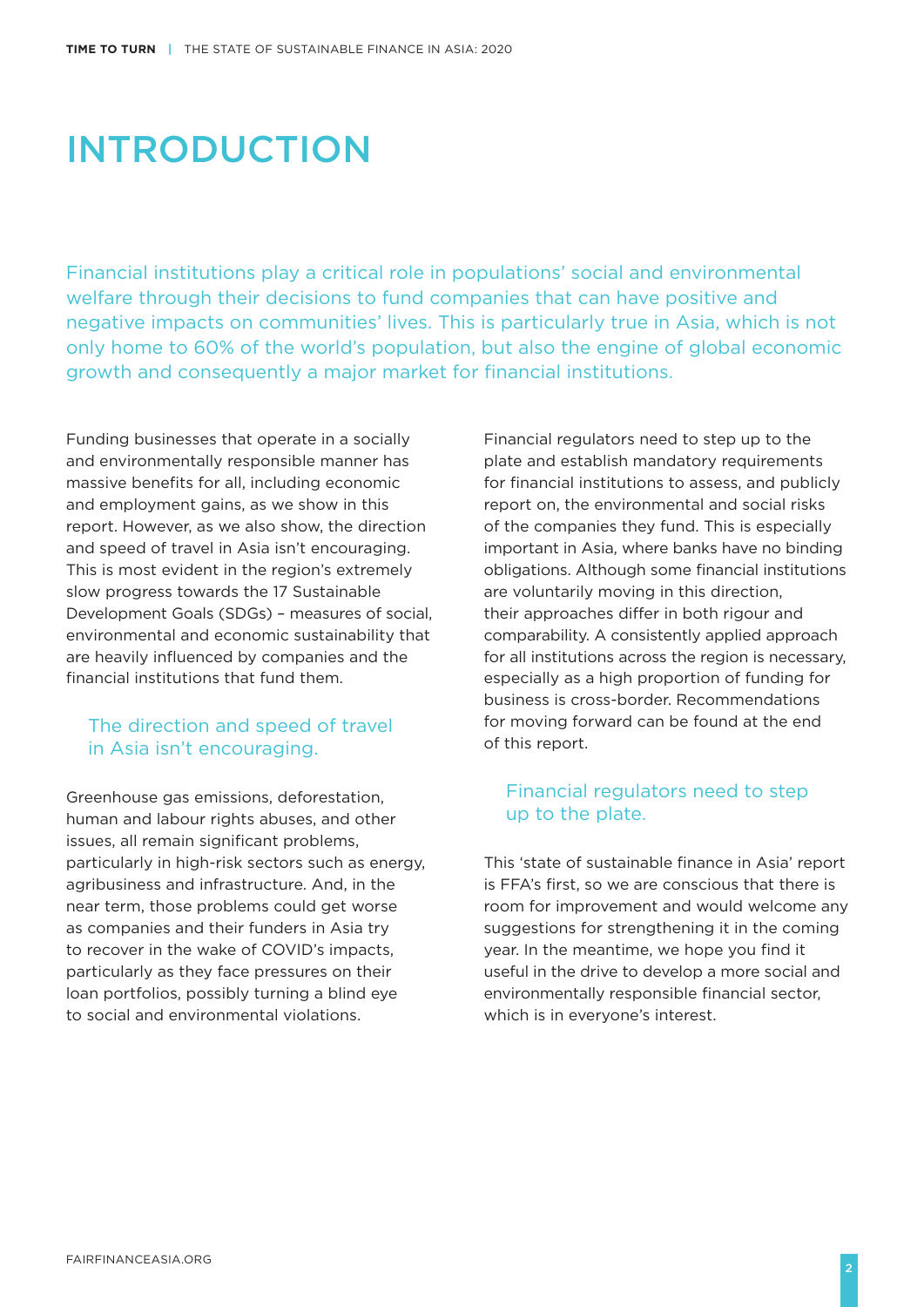# INTRODUCTION

Financial institutions play a critical role in populations' social and environmental welfare through their decisions to fund companies that can have positive and negative impacts on communities' lives. This is particularly true in Asia, which is not only home to 60% of the world's population, but also the engine of global economic growth and consequently a major market for financial institutions.

Funding businesses that operate in a socially and environmentally responsible manner has massive benefits for all, including economic and employment gains, as we show in this report. However, as we also show, the direction and speed of travel in Asia isn't encouraging. This is most evident in the region's extremely slow progress towards the 17 Sustainable Development Goals (SDGs) – measures of social, environmental and economic sustainability that are heavily influenced by companies and the financial institutions that fund them.

> The direction and speed of travel in Asia isn't encouraging.

Greenhouse gas emissions, deforestation, human and labour rights abuses, and other issues, all remain significant problems, particularly in high-risk sectors such as energy, agribusiness and infrastructure. And, in the near term, those problems could get worse as companies and their funders in Asia try to recover in the wake of COVID's impacts, particularly as they face pressures on their loan portfolios, possibly turning a blind eye to social and environmental violations.

Financial regulators need to step up to the plate and establish mandatory requirements for financial institutions to assess, and publicly report on, the environmental and social risks of the companies they fund. This is especially important in Asia, where banks have no binding obligations. Although some financial institutions are voluntarily moving in this direction, their approaches differ in both rigour and comparability. A consistently applied approach for all institutions across the region is necessary, especially as a high proportion of funding for business is cross-border. Recommendations for moving forward can be found at the end of this report.

> Financial regulators need to step up to the plate.

This 'state of sustainable finance in Asia' report is FFA's first, so we are conscious that there is room for improvement and would welcome any suggestions for strengthening it in the coming year. In the meantime, we hope you find it useful in the drive to develop a more social and environmentally responsible financial sector, which is in everyone's interest.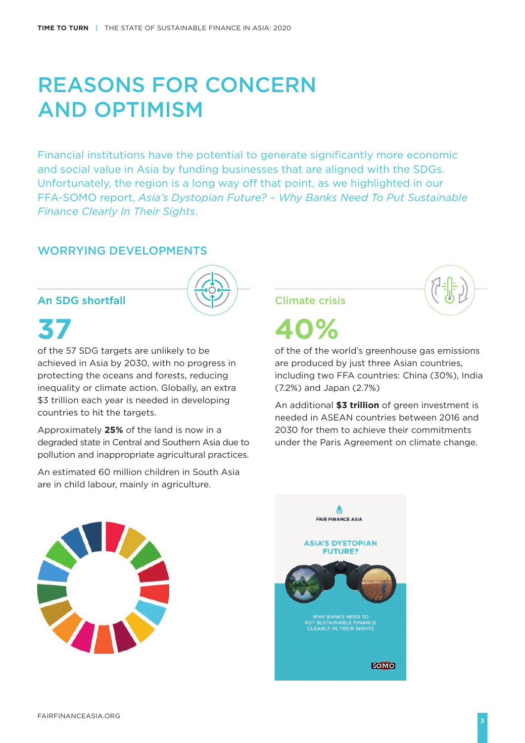# REASONS FOR CONCERN AND OPTIMISM

Financial institutions have the potential to generate significantly more economic and social value in Asia by funding businesses that are aligned with the SDGs. Unfortunately, the region is a long way off that point, as we highlighted in our FFA-SOMO report, *Asia's Dystopian Future? – Why Banks Need To Put Sustainable Finance Clearly In Their Sights*.

## WORRYING DEVELOPMENTS

### An SDG shortfall

**37**

of the 57 SDG targets are unlikely to be achieved in Asia by 2030, with no progress in protecting the oceans and forests, reducing inequality or climate action. Globally, an extra $3 trillion each year is needed in developing countries to hit the targets.

Approximately **25%** of the land is now in a degraded state in Central and Southern Asia due to pollution and inappropriate agricultural practices.

An estimated 60 million children in South Asia are in child labour, mainly in agriculture.

### Climate crisis

**40%**

of the of the world's greenhouse gas emissions are produced by just three Asian countries, including two FFA countries: China (30%), India (7.2%) and Japan (2.7%)

An additional **$3 trillion** of green investment is needed in ASEAN countries between 2016 and 2030 for them to achieve their commitments under the Paris Agreement on climate change.

FAIR FINANCE ASIA

ASIA'S DYSTOPIAN FUTURE?

WHY BANKS NEED TO PUT SUSTAINABLE FINANCE CLEARLY IN THEIR SIGHTS

SOMO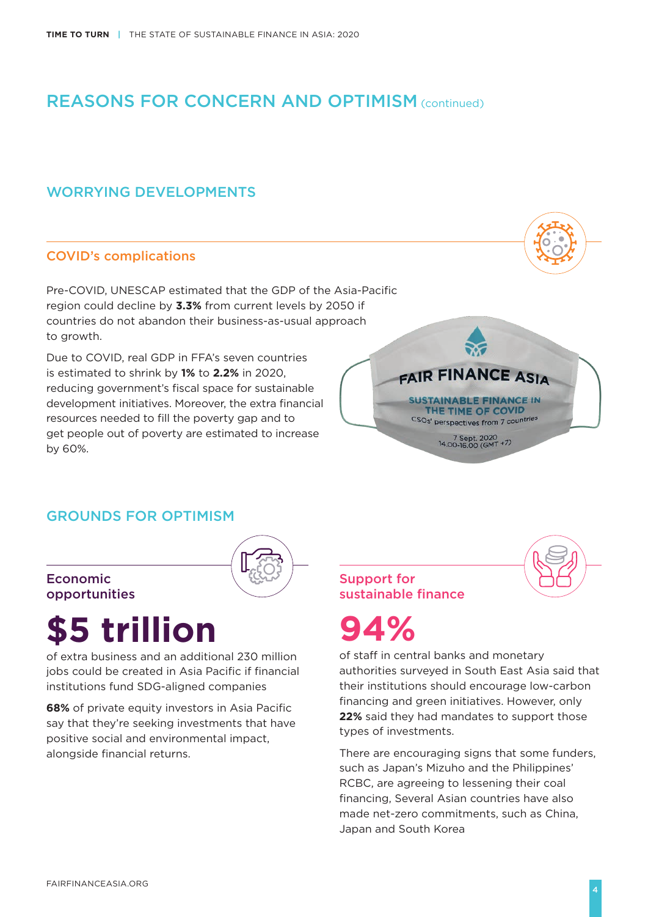# REASONS FOR CONCERN AND OPTIMISM (continued)

## WORRYING DEVELOPMENTS

### COVID's complications

Pre-COVID, UNESCAP estimated that the GDP of the Asia-Pacific region could decline by **3.3%** from current levels by 2050 if countries do not abandon their business-as-usual approach to growth.

Due to COVID, real GDP in FFA's seven countries is estimated to shrink by **1%** to **2.2%** in 2020, reducing government's fiscal space for sustainable development initiatives. Moreover, the extra financial resources needed to fill the poverty gap and to get people out of poverty are estimated to increase by 60%.

## GROUNDS FOR OPTIMISM

### Economic opportunities

**$5 trillion**

of extra business and an additional 230 million jobs could be created in Asia Pacific if financial institutions fund SDG-aligned companies

**68%** of private equity investors in Asia Pacific say that they're seeking investments that have positive social and environmental impact, alongside financial returns.

### Support for sustainable finance

**94%**

of staff in central banks and monetary authorities surveyed in South East Asia said that their institutions should encourage low-carbon financing and green initiatives. However, only **22%** said they had mandates to support those types of investments.

There are encouraging signs that some funders, such as Japan's Mizuho and the Philippines' RCBC, are agreeing to lessening their coal financing, Several Asian countries have also made net-zero commitments, such as China, Japan and South Korea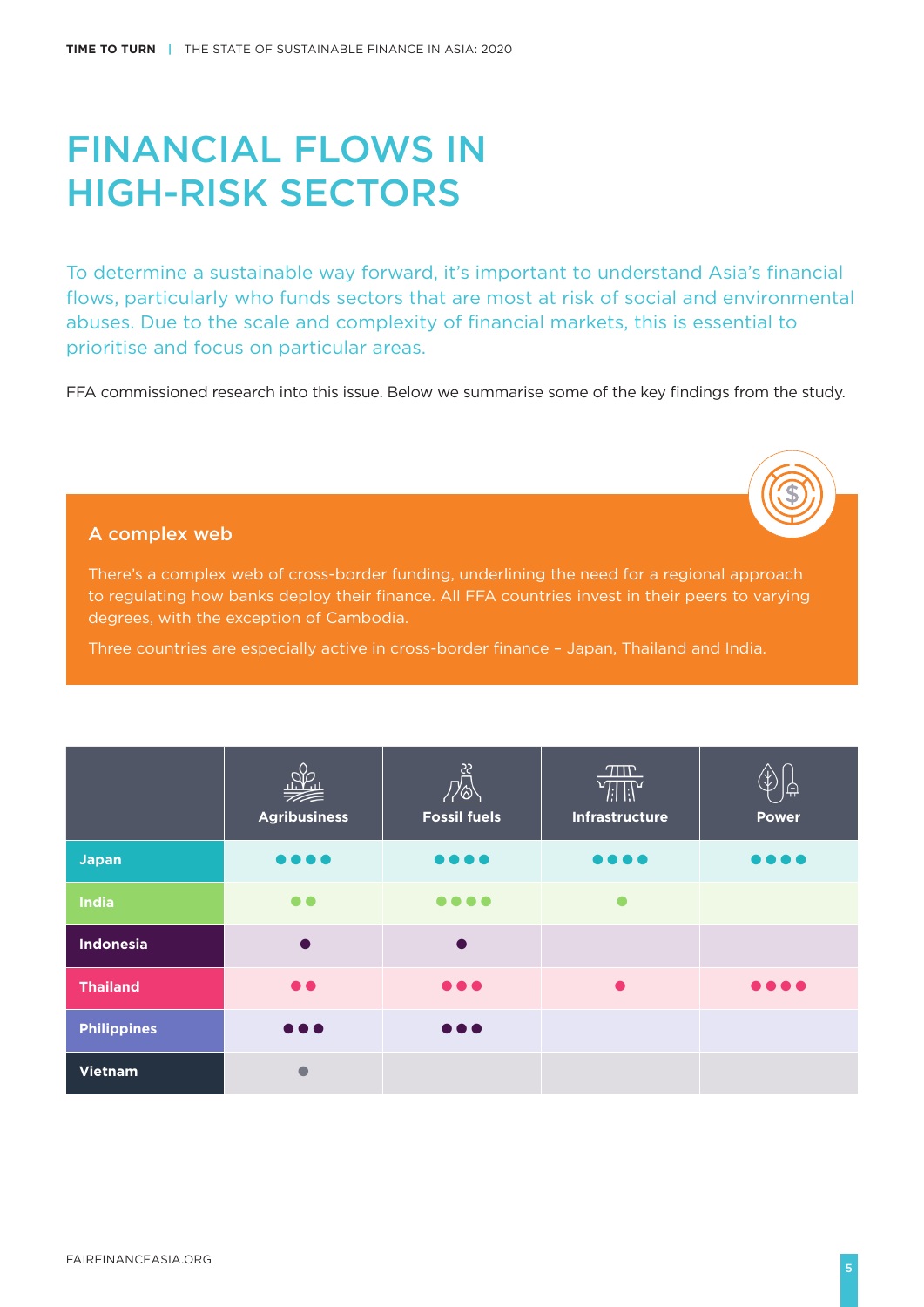# FINANCIAL FLOWS IN HIGH-RISK SECTORS

To determine a sustainable way forward, it's important to understand Asia's financial flows, particularly who funds sectors that are most at risk of social and environmental abuses. Due to the scale and complexity of financial markets, this is essential to prioritise and focus on particular areas.

FFA commissioned research into this issue. Below we summarise some of the key findings from the study.

## A complex web

There's a complex web of cross-border funding, underlining the need for a regional approach to regulating how banks deploy their finance. All FFA countries invest in their peers to varying degrees, with the exception of Cambodia.

Three countries are especially active in cross-border finance – Japan, Thailand and India.

| | Agribusiness | Fossil fuels | Infrastructure | Power |
|---|---|---|---|---|
| Japan | ●●●● | ●●●● | ●●●● | ●●●● |
| India | ●● | ●●●● | ● | |
| Indonesia | ● | ● | | |
| Thailand | ●● | ●●● | ● | ●●●● |
| Philippines | ●●● | ●●● | | |
| Vietnam | ● | | | |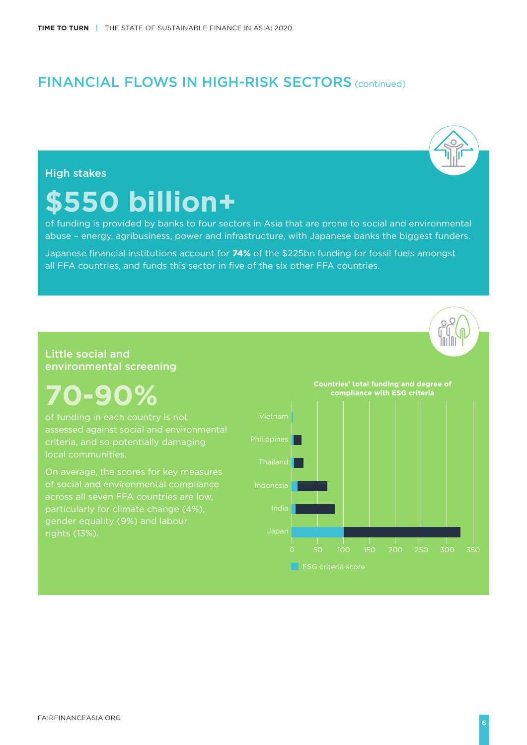## FINANCIAL FLOWS IN HIGH-RISK SECTORS (continued)

### High stakes

# $550 billion+

of funding is provided by banks to four sectors in Asia that are prone to social and environmental abuse – energy, agribusiness, power and infrastructure, with Japanese banks the biggest funders.

Japanese financial institutions account for **74%** of the $225bn funding for fossil fuels amongst all FFA countries, and funds this sector in five of the six other FFA countries.

### Little social and environmental screening

# 70-90%

of funding in each country is not assessed against social and environmental criteria, and so potentially damaging local communities.

On average, the scores for key measures of social and environmental compliance across all seven FFA countries are low, particularly for climate change (4%), gender equality (9%) and labour rights (13%).

**Countries' total funding and degree of compliance with ESG criteria**

Vietnam
Philippines
Thailand
Indonesia
India
Japan

0 50 100 150 200 250 300 350

ESG criteria score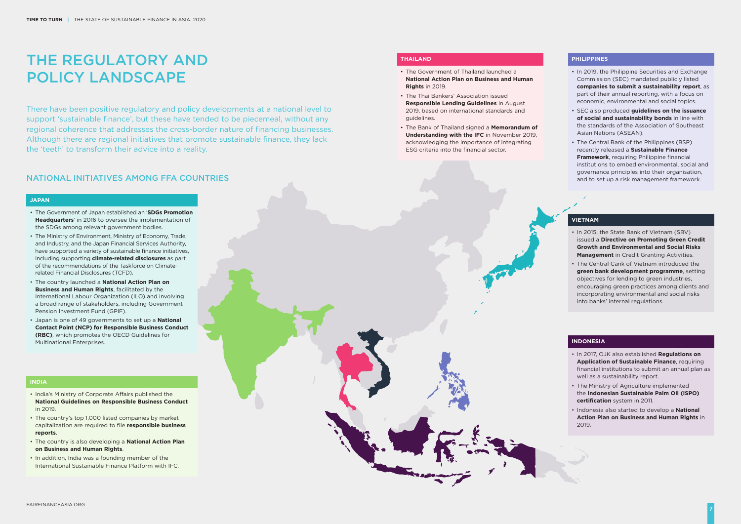# THE REGULATORY AND POLICY LANDSCAPE

There have been positive regulatory and policy developments at a national level to support 'sustainable finance', but these have tended to be piecemeal, without any regional coherence that addresses the cross-border nature of financing businesses. Although there are regional initiatives that promote sustainable finance, they lack the 'teeth' to transform their advice into a reality.

## NATIONAL INITIATIVES AMONG FFA COUNTRIES

### JAPAN

- The Government of Japan established an '**SDGs Promotion Headquarters**' in 2016 to oversee the implementation of the SDGs among relevant government bodies.
- The Ministry of Environment, Ministry of Economy, Trade, and Industry, and the Japan Financial Services Authority, have supported a variety of sustainable finance initiatives, including supporting **climate-related disclosures** as part of the recommendations of the Taskforce on Climate-related Financial Disclosures (TCFD).
- The country launched a **National Action Plan on Business and Human Rights**, facilitated by the International Labour Organization (ILO) and involving a broad range of stakeholders, including Government Pension Investment Fund (GPIF).
- Japan is one of 49 governments to set up a **National Contact Point (NCP) for Responsible Business Conduct (RBC)**, which promotes the OECD Guidelines for Multinational Enterprises.

### INDIA

- India's Ministry of Corporate Affairs published the **National Guidelines on Responsible Business Conduct** in 2019.
- The country's top 1,000 listed companies by market capitalization are required to file **responsible business reports**.
- The country is also developing a **National Action Plan on Business and Human Rights**.
- In addition, India was a founding member of the International Sustainable Finance Platform with IFC.

### THAILAND

- The Government of Thailand launched a **National Action Plan on Business and Human Rights** in 2019.
- The Thai Bankers' Association issued **Responsible Lending Guidelines** in August 2019, based on international standards and guidelines.
- The Bank of Thailand signed a **Memorandum of Understanding with the IFC** in November 2019, acknowledging the importance of integrating ESG criteria into the financial sector.

### PHILIPPINES

- In 2019, the Philippine Securities and Exchange Commission (SEC) mandated publicly listed **companies to submit a sustainability report**, as part of their annual reporting, with a focus on economic, environmental and social topics.
- SEC also produced **guidelines on the issuance of social and sustainability bonds** in line with the standards of the Association of Southeast Asian Nations (ASEAN).
- The Central Bank of the Philippines (BSP) recently released a **Sustainable Finance Framework**, requiring Philippine financial institutions to embed environmental, social and governance principles into their organisation, and to set up a risk management framework.

### VIETNAM

- In 2015, the State Bank of Vietnam (SBV) issued a **Directive on Promoting Green Credit Growth and Environmental and Social Risks Management** in Credit Granting Activities.
- The Central Cank of Vietnam introduced the **green bank development programme**, setting objectives for lending to green industries, encouraging green practices among clients and incorporating environmental and social risks into banks' internal regulations.

### INDONESIA

- In 2017, OJK also established **Regulations on Application of Sustainable Finance**, requiring financial institutions to submit an annual plan as well as a sustainability report.
- The Ministry of Agriculture implemented the **Indonesian Sustainable Palm Oil (ISPO) certification** system in 2011.
- Indonesia also started to develop a **National Action Plan on Business and Human Rights** in 2019.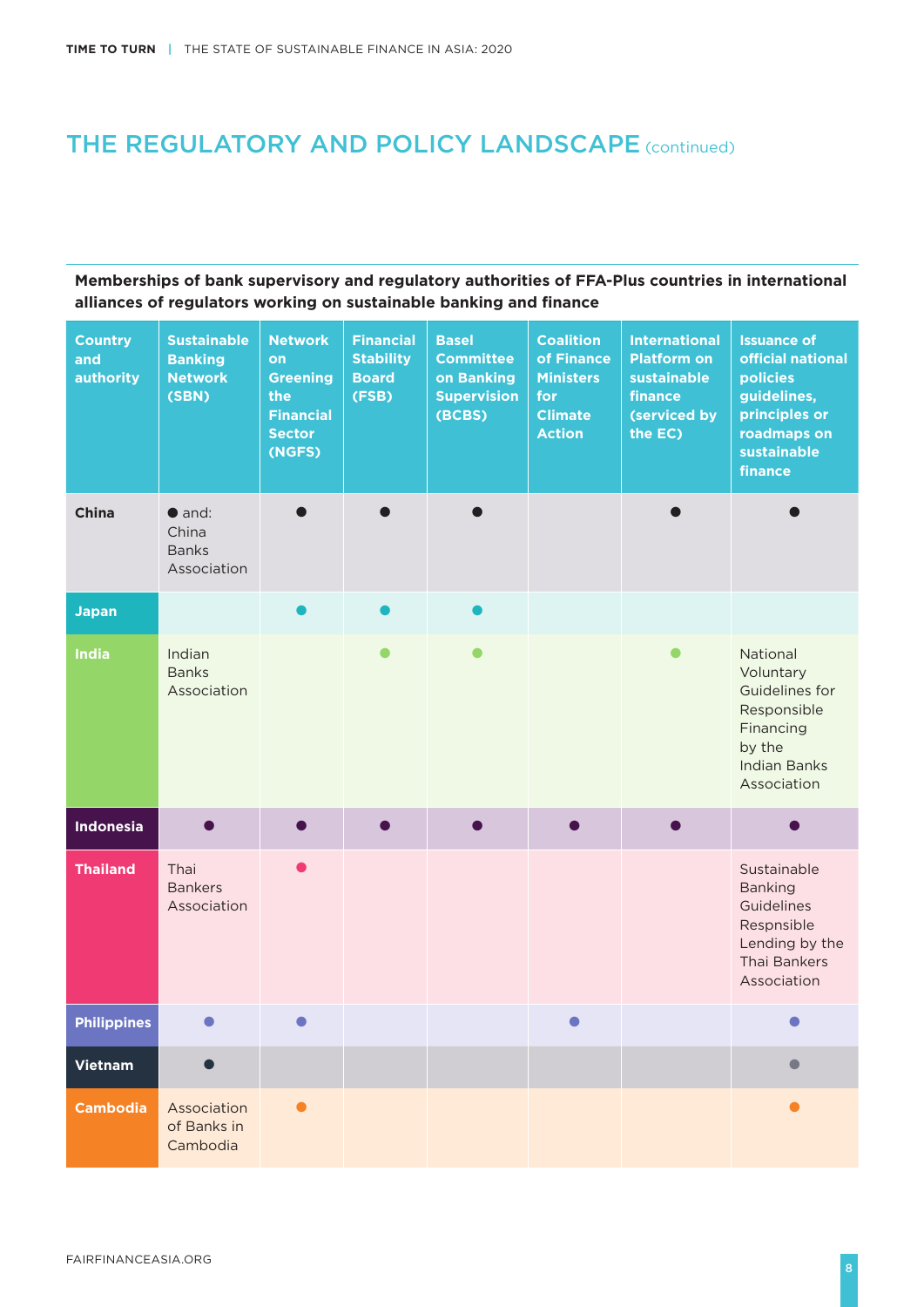## THE REGULATORY AND POLICY LANDSCAPE (continued)

**Memberships of bank supervisory and regulatory authorities of FFA-Plus countries in international alliances of regulators working on sustainable banking and finance**

| Country and authority | Sustainable Banking Network (SBN) | Network on Greening the Financial Sector (NGFS) | Financial Stability Board (FSB) | Basel Committee on Banking Supervision (BCBS) | Coalition of Finance Ministers for Climate Action | International Platform on sustainable finance (serviced by the EC) | Issuance of official national policies guidelines, principles or roadmaps on sustainable finance |
|---|---|---|---|---|---|---|---|
| **China** | ● and: China Banks Association | ● | ● | ● | | ● | ● |
| **Japan** | | ● | ● | ● | | | |
| **India** | Indian Banks Association | | ● | ● | | ● | National Voluntary Guidelines for Responsible Financing by the Indian Banks Association |
| **Indonesia** | ● | ● | ● | ● | ● | ● | ● |
| **Thailand** | Thai Bankers Association | ● | | | | | Sustainable Banking Guidelines Respnsible Lending by the Thai Bankers Association |
| **Philippines** | ● | ● | | | ● | | ● |
| **Vietnam** | ● | | | | | | ● |
| **Cambodia** | Association of Banks in Cambodia | ● | | | | | ● |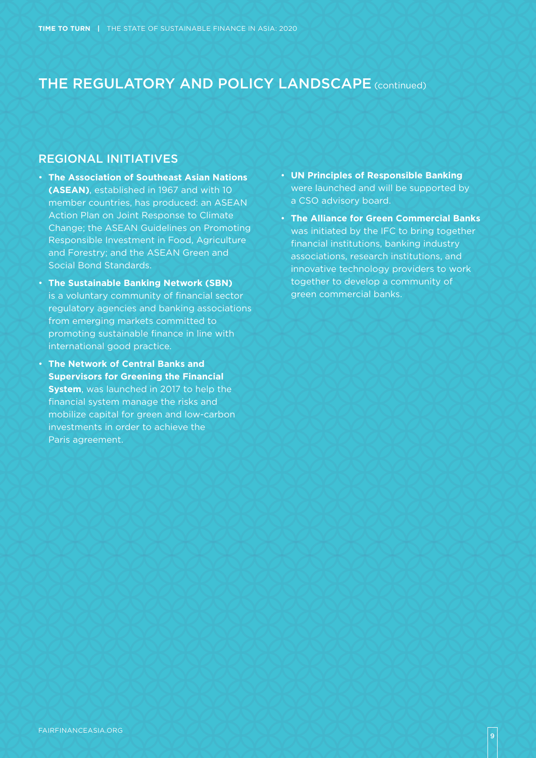# THE REGULATORY AND POLICY LANDSCAPE (continued)

## REGIONAL INITIATIVES

- **The Association of Southeast Asian Nations (ASEAN)**, established in 1967 and with 10 member countries, has produced: an ASEAN Action Plan on Joint Response to Climate Change; the ASEAN Guidelines on Promoting Responsible Investment in Food, Agriculture and Forestry; and the ASEAN Green and Social Bond Standards.
- **The Sustainable Banking Network (SBN)** is a voluntary community of financial sector regulatory agencies and banking associations from emerging markets committed to promoting sustainable finance in line with international good practice.
- **The Network of Central Banks and Supervisors for Greening the Financial System**, was launched in 2017 to help the financial system manage the risks and mobilize capital for green and low-carbon investments in order to achieve the Paris agreement.
- **UN Principles of Responsible Banking** were launched and will be supported by a CSO advisory board.
- **The Alliance for Green Commercial Banks** was initiated by the IFC to bring together financial institutions, banking industry associations, research institutions, and innovative technology providers to work together to develop a community of green commercial banks.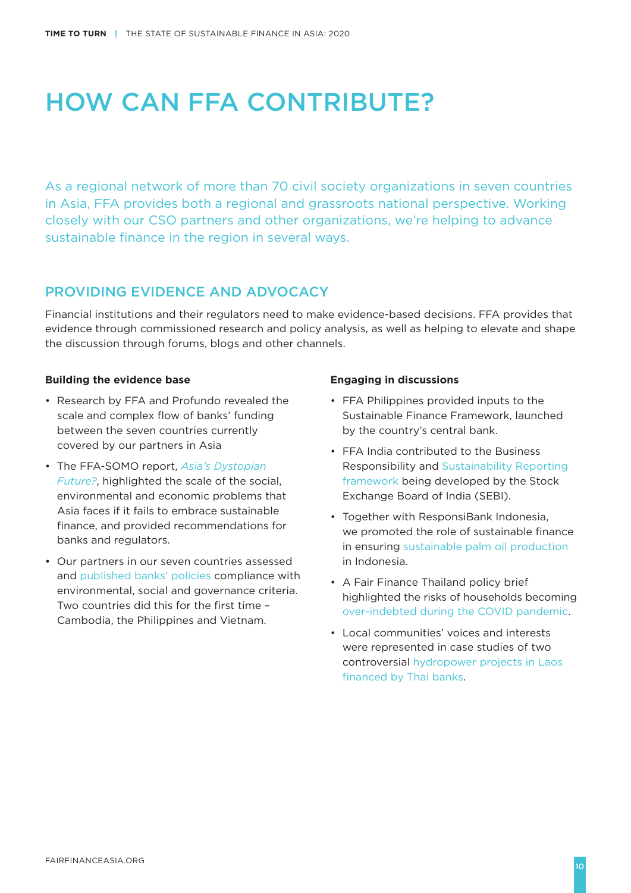# HOW CAN FFA CONTRIBUTE?

As a regional network of more than 70 civil society organizations in seven countries in Asia, FFA provides both a regional and grassroots national perspective. Working closely with our CSO partners and other organizations, we're helping to advance sustainable finance in the region in several ways.

## PROVIDING EVIDENCE AND ADVOCACY

Financial institutions and their regulators need to make evidence-based decisions. FFA provides that evidence through commissioned research and policy analysis, as well as helping to elevate and shape the discussion through forums, blogs and other channels.

**Building the evidence base**

- Research by FFA and Profundo revealed the scale and complex flow of banks' funding between the seven countries currently covered by our partners in Asia
- The FFA-SOMO report, *Asia's Dystopian Future?*, highlighted the scale of the social, environmental and economic problems that Asia faces if it fails to embrace sustainable finance, and provided recommendations for banks and regulators.
- Our partners in our seven countries assessed and published banks' policies compliance with environmental, social and governance criteria. Two countries did this for the first time – Cambodia, the Philippines and Vietnam.

**Engaging in discussions**

- FFA Philippines provided inputs to the Sustainable Finance Framework, launched by the country's central bank.
- FFA India contributed to the Business Responsibility and Sustainability Reporting framework being developed by the Stock Exchange Board of India (SEBI).
- Together with ResponsiBank Indonesia, we promoted the role of sustainable finance in ensuring sustainable palm oil production in Indonesia.
- A Fair Finance Thailand policy brief highlighted the risks of households becoming over-indebted during the COVID pandemic.
- Local communities' voices and interests were represented in case studies of two controversial hydropower projects in Laos financed by Thai banks.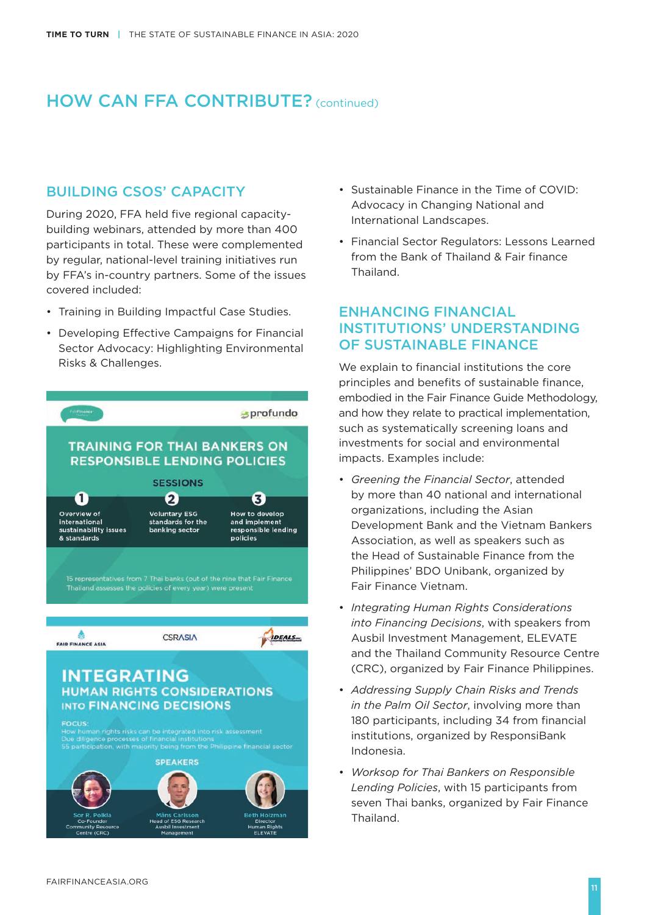## HOW CAN FFA CONTRIBUTE? (continued)

### BUILDING CSOS' CAPACITY

During 2020, FFA held five regional capacity-building webinars, attended by more than 400 participants in total. These were complemented by regular, national-level training initiatives run by FFA's in-country partners. Some of the issues covered included:

- Training in Building Impactful Case Studies.
- Developing Effective Campaigns for Financial Sector Advocacy: Highlighting Environmental Risks & Challenges.
- Sustainable Finance in the Time of COVID: Advocacy in Changing National and International Landscapes.
- Financial Sector Regulators: Lessons Learned from the Bank of Thailand & Fair finance Thailand.

TRAINING FOR THAI BANKERS ON RESPONSIBLE LENDING POLICIES

SESSIONS

1. Overview of international sustainability issues & standards
2. Voluntary ESG standards for the banking sector
3. How to develop and implement responsible lending policies

15 representatives from 7 Thai banks (out of the nine that Fair Finance Thailand assesses the policies of every year) were present

INTEGRATING HUMAN RIGHTS CONSIDERATIONS INTO FINANCING DECISIONS

FOCUS:
How human rights risks can be integrated into risk assessment
Due diligence processes of financial institutions
55 participation, with majority being from the Philippine financial sector

SPEAKERS

Sor R. Polkla, Co-Founder, Community Resource Centre (CRC)
Måns Carlsson, Head of ESG Research, Ausbil Investment Management
Beth Holzman, Director, Human Rights, ELEVATE

### ENHANCING FINANCIAL INSTITUTIONS' UNDERSTANDING OF SUSTAINABLE FINANCE

We explain to financial institutions the core principles and benefits of sustainable finance, embodied in the Fair Finance Guide Methodology, and how they relate to practical implementation, such as systematically screening loans and investments for social and environmental impacts. Examples include:

- *Greening the Financial Sector*, attended by more than 40 national and international organizations, including the Asian Development Bank and the Vietnam Bankers Association, as well as speakers such as the Head of Sustainable Finance from the Philippines' BDO Unibank, organized by Fair Finance Vietnam.
- *Integrating Human Rights Considerations into Financing Decisions*, with speakers from Ausbil Investment Management, ELEVATE and the Thailand Community Resource Centre (CRC), organized by Fair Finance Philippines.
- *Addressing Supply Chain Risks and Trends in the Palm Oil Sector*, involving more than 180 participants, including 34 from financial institutions, organized by ResponsiBank Indonesia.
- *Worksop for Thai Bankers on Responsible Lending Policies*, with 15 participants from seven Thai banks, organized by Fair Finance Thailand.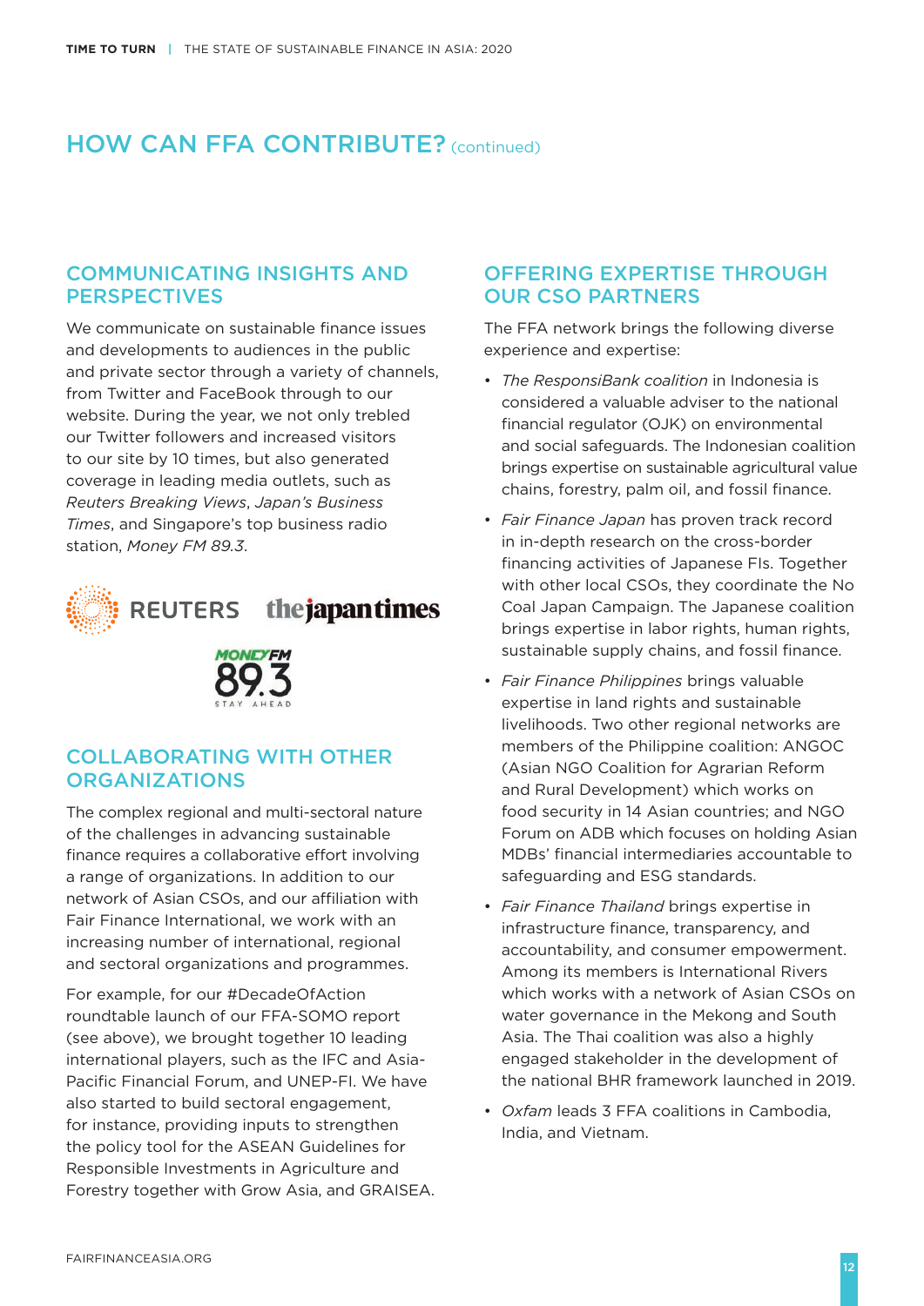# HOW CAN FFA CONTRIBUTE? (continued)

## COMMUNICATING INSIGHTS AND PERSPECTIVES

We communicate on sustainable finance issues and developments to audiences in the public and private sector through a variety of channels, from Twitter and FaceBook through to our website. During the year, we not only trebled our Twitter followers and increased visitors to our site by 10 times, but also generated coverage in leading media outlets, such as *Reuters Breaking Views*, *Japan's Business Times*, and Singapore's top business radio station, *Money FM 89.3*.

## COLLABORATING WITH OTHER ORGANIZATIONS

The complex regional and multi-sectoral nature of the challenges in advancing sustainable finance requires a collaborative effort involving a range of organizations. In addition to our network of Asian CSOs, and our affiliation with Fair Finance International, we work with an increasing number of international, regional and sectoral organizations and programmes.

For example, for our #DecadeOfAction roundtable launch of our FFA-SOMO report (see above), we brought together 10 leading international players, such as the IFC and Asia-Pacific Financial Forum, and UNEP-FI. We have also started to build sectoral engagement, for instance, providing inputs to strengthen the policy tool for the ASEAN Guidelines for Responsible Investments in Agriculture and Forestry together with Grow Asia, and GRAISEA.

## OFFERING EXPERTISE THROUGH OUR CSO PARTNERS

The FFA network brings the following diverse experience and expertise:

- *The ResponsiBank coalition* in Indonesia is considered a valuable adviser to the national financial regulator (OJK) on environmental and social safeguards. The Indonesian coalition brings expertise on sustainable agricultural value chains, forestry, palm oil, and fossil finance.
- *Fair Finance Japan* has proven track record in in-depth research on the cross-border financing activities of Japanese FIs. Together with other local CSOs, they coordinate the No Coal Japan Campaign. The Japanese coalition brings expertise in labor rights, human rights, sustainable supply chains, and fossil finance.
- *Fair Finance Philippines* brings valuable expertise in land rights and sustainable livelihoods. Two other regional networks are members of the Philippine coalition: ANGOC (Asian NGO Coalition for Agrarian Reform and Rural Development) which works on food security in 14 Asian countries; and NGO Forum on ADB which focuses on holding Asian MDBs' financial intermediaries accountable to safeguarding and ESG standards.
- *Fair Finance Thailand* brings expertise in infrastructure finance, transparency, and accountability, and consumer empowerment. Among its members is International Rivers which works with a network of Asian CSOs on water governance in the Mekong and South Asia. The Thai coalition was also a highly engaged stakeholder in the development of the national BHR framework launched in 2019.
- *Oxfam* leads 3 FFA coalitions in Cambodia, India, and Vietnam.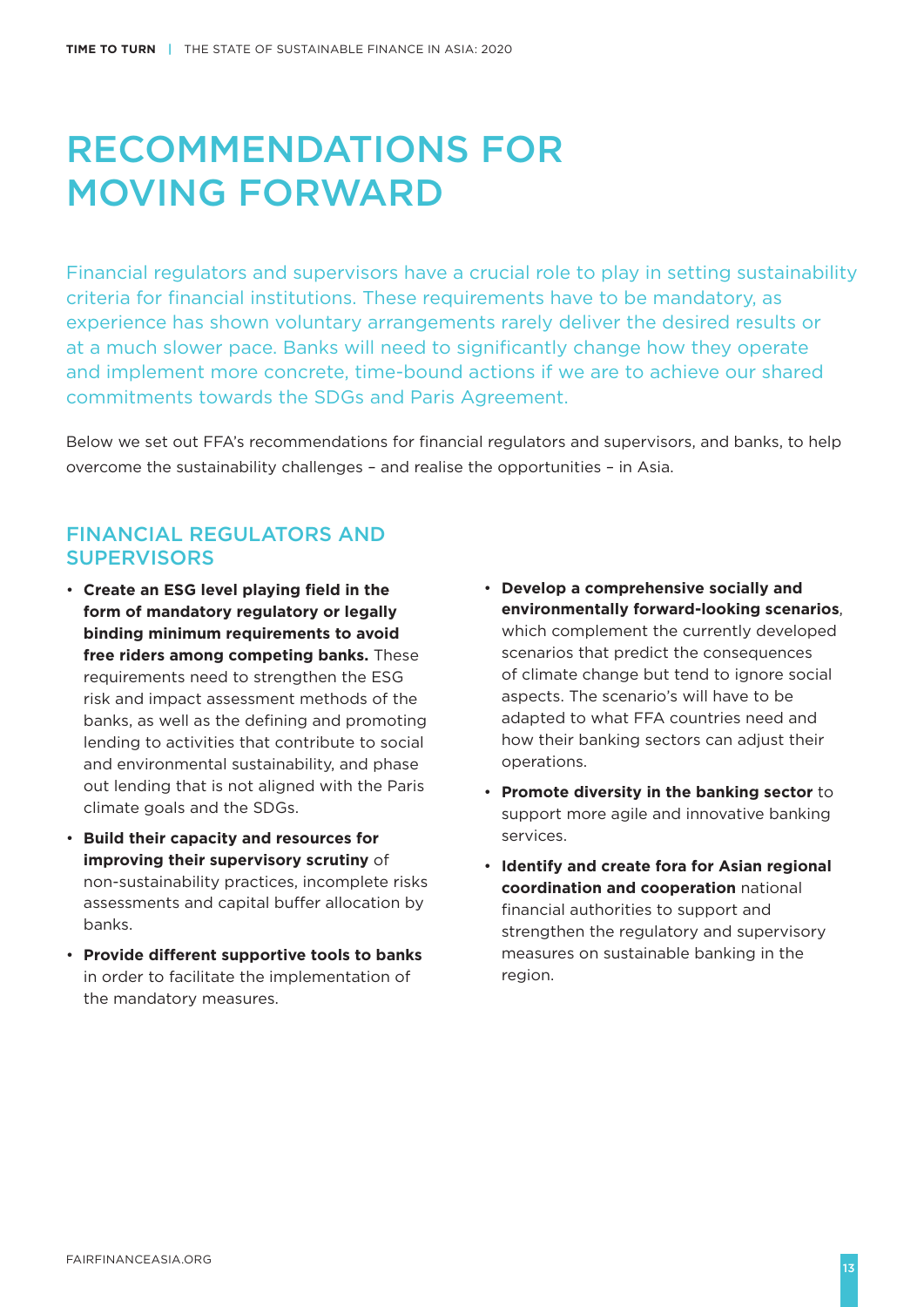# RECOMMENDATIONS FOR MOVING FORWARD

Financial regulators and supervisors have a crucial role to play in setting sustainability criteria for financial institutions. These requirements have to be mandatory, as experience has shown voluntary arrangements rarely deliver the desired results or at a much slower pace. Banks will need to significantly change how they operate and implement more concrete, time-bound actions if we are to achieve our shared commitments towards the SDGs and Paris Agreement.

Below we set out FFA's recommendations for financial regulators and supervisors, and banks, to help overcome the sustainability challenges – and realise the opportunities – in Asia.

## FINANCIAL REGULATORS AND SUPERVISORS

- **Create an ESG level playing field in the form of mandatory regulatory or legally binding minimum requirements to avoid free riders among competing banks.** These requirements need to strengthen the ESG risk and impact assessment methods of the banks, as well as the defining and promoting lending to activities that contribute to social and environmental sustainability, and phase out lending that is not aligned with the Paris climate goals and the SDGs.
- **Build their capacity and resources for improving their supervisory scrutiny** of non-sustainability practices, incomplete risks assessments and capital buffer allocation by banks.
- **Provide different supportive tools to banks** in order to facilitate the implementation of the mandatory measures.
- **Develop a comprehensive socially and environmentally forward-looking scenarios**, which complement the currently developed scenarios that predict the consequences of climate change but tend to ignore social aspects. The scenario's will have to be adapted to what FFA countries need and how their banking sectors can adjust their operations.
- **Promote diversity in the banking sector** to support more agile and innovative banking services.
- **Identify and create fora for Asian regional coordination and cooperation** national financial authorities to support and strengthen the regulatory and supervisory measures on sustainable banking in the region.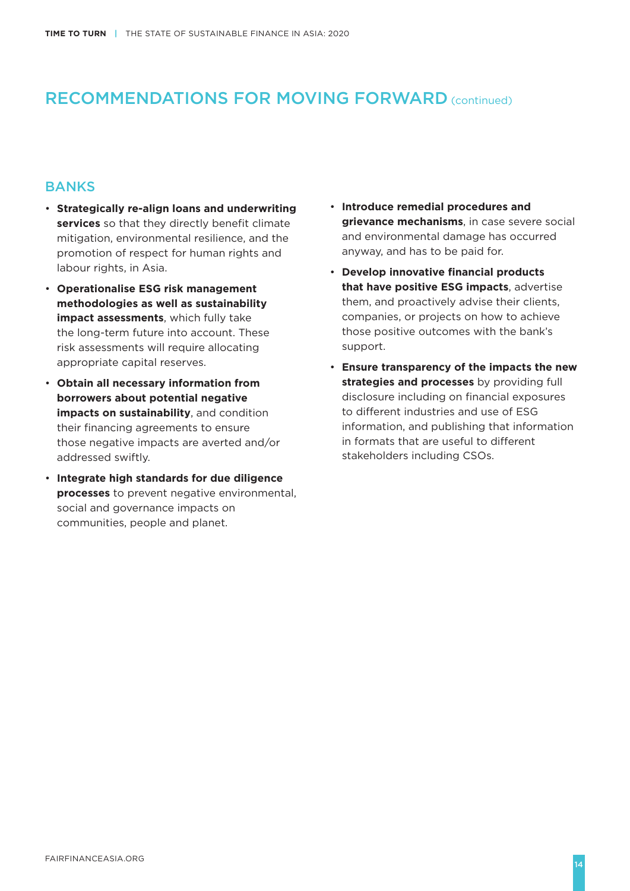# RECOMMENDATIONS FOR MOVING FORWARD (continued)

## BANKS

- **Strategically re-align loans and underwriting services** so that they directly benefit climate mitigation, environmental resilience, and the promotion of respect for human rights and labour rights, in Asia.
- **Operationalise ESG risk management methodologies as well as sustainability impact assessments**, which fully take the long-term future into account. These risk assessments will require allocating appropriate capital reserves.
- **Obtain all necessary information from borrowers about potential negative impacts on sustainability**, and condition their financing agreements to ensure those negative impacts are averted and/or addressed swiftly.
- **Integrate high standards for due diligence processes** to prevent negative environmental, social and governance impacts on communities, people and planet.
- **Introduce remedial procedures and grievance mechanisms**, in case severe social and environmental damage has occurred anyway, and has to be paid for.
- **Develop innovative financial products that have positive ESG impacts**, advertise them, and proactively advise their clients, companies, or projects on how to achieve those positive outcomes with the bank's support.
- **Ensure transparency of the impacts the new strategies and processes** by providing full disclosure including on financial exposures to different industries and use of ESG information, and publishing that information in formats that are useful to different stakeholders including CSOs.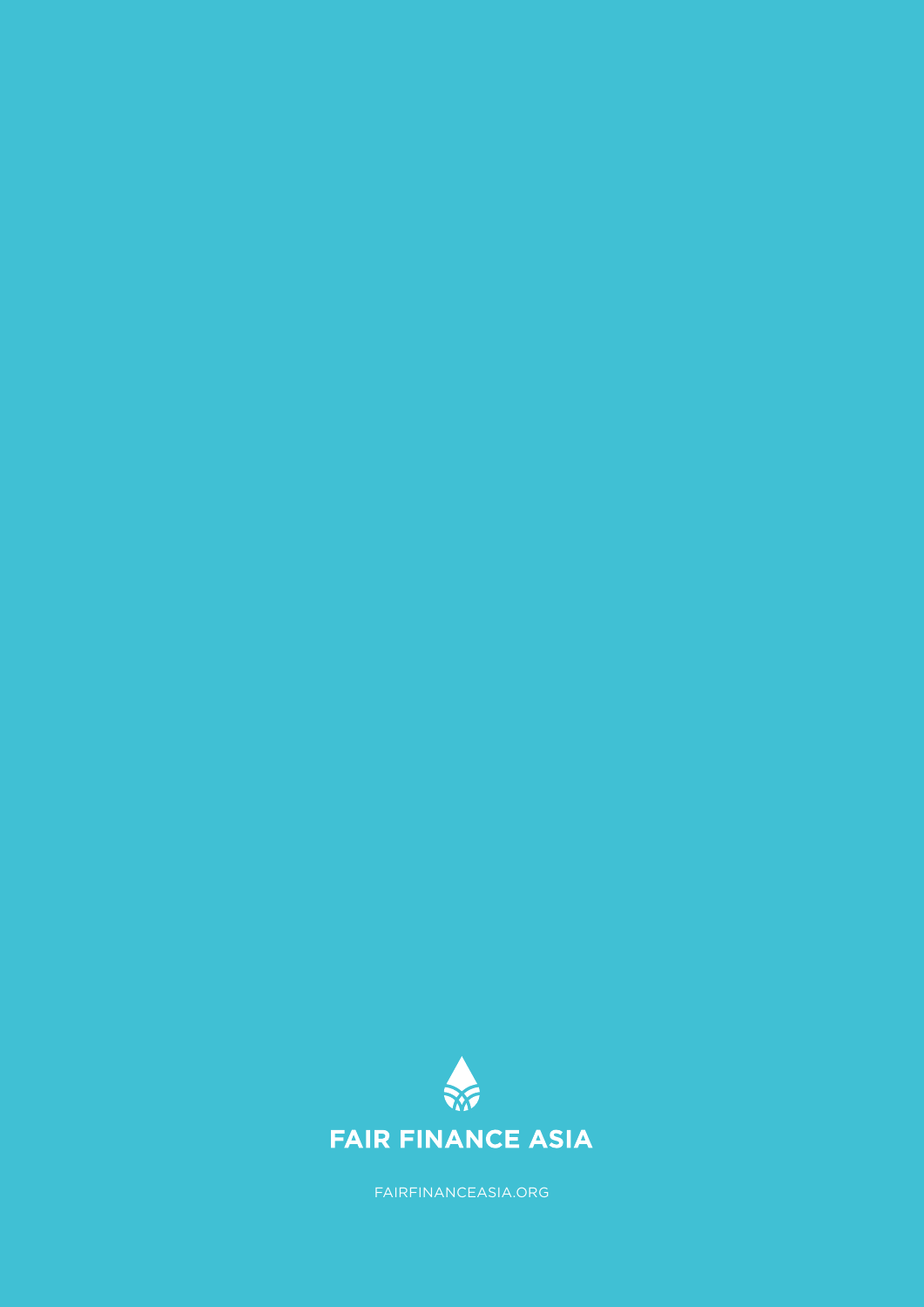FAIR FINANCE ASIA

FAIRFINANCEASIA.ORG